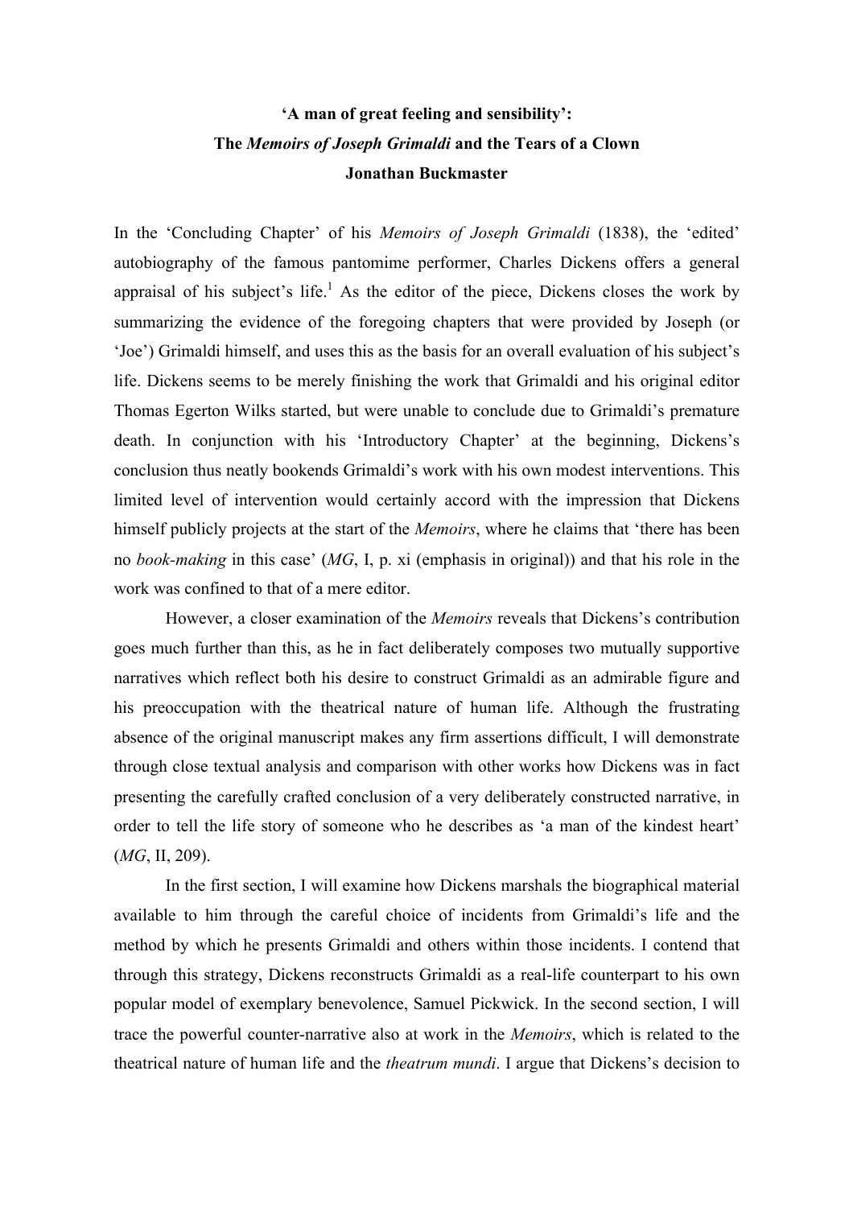# 'A man of great feeling and sensibility':
# The *Memoirs of Joseph Grimaldi* and the Tears of a Clown

**Jonathan Buckmaster**

In the 'Concluding Chapter' of his *Memoirs of Joseph Grimaldi* (1838), the 'edited' autobiography of the famous pantomime performer, Charles Dickens offers a general appraisal of his subject's life.[1] As the editor of the piece, Dickens closes the work by summarizing the evidence of the foregoing chapters that were provided by Joseph (or 'Joe') Grimaldi himself, and uses this as the basis for an overall evaluation of his subject's life. Dickens seems to be merely finishing the work that Grimaldi and his original editor Thomas Egerton Wilks started, but were unable to conclude due to Grimaldi's premature death. In conjunction with his 'Introductory Chapter' at the beginning, Dickens's conclusion thus neatly bookends Grimaldi's work with his own modest interventions. This limited level of intervention would certainly accord with the impression that Dickens himself publicly projects at the start of the *Memoirs*, where he claims that 'there has been no *book-making* in this case' (*MG*, I, p. xi (emphasis in original)) and that his role in the work was confined to that of a mere editor.

However, a closer examination of the *Memoirs* reveals that Dickens's contribution goes much further than this, as he in fact deliberately composes two mutually supportive narratives which reflect both his desire to construct Grimaldi as an admirable figure and his preoccupation with the theatrical nature of human life. Although the frustrating absence of the original manuscript makes any firm assertions difficult, I will demonstrate through close textual analysis and comparison with other works how Dickens was in fact presenting the carefully crafted conclusion of a very deliberately constructed narrative, in order to tell the life story of someone who he describes as 'a man of the kindest heart' (*MG*, II, 209).

In the first section, I will examine how Dickens marshals the biographical material available to him through the careful choice of incidents from Grimaldi's life and the method by which he presents Grimaldi and others within those incidents. I contend that through this strategy, Dickens reconstructs Grimaldi as a real-life counterpart to his own popular model of exemplary benevolence, Samuel Pickwick. In the second section, I will trace the powerful counter-narrative also at work in the *Memoirs*, which is related to the theatrical nature of human life and the *theatrum mundi*. I argue that Dickens's decision to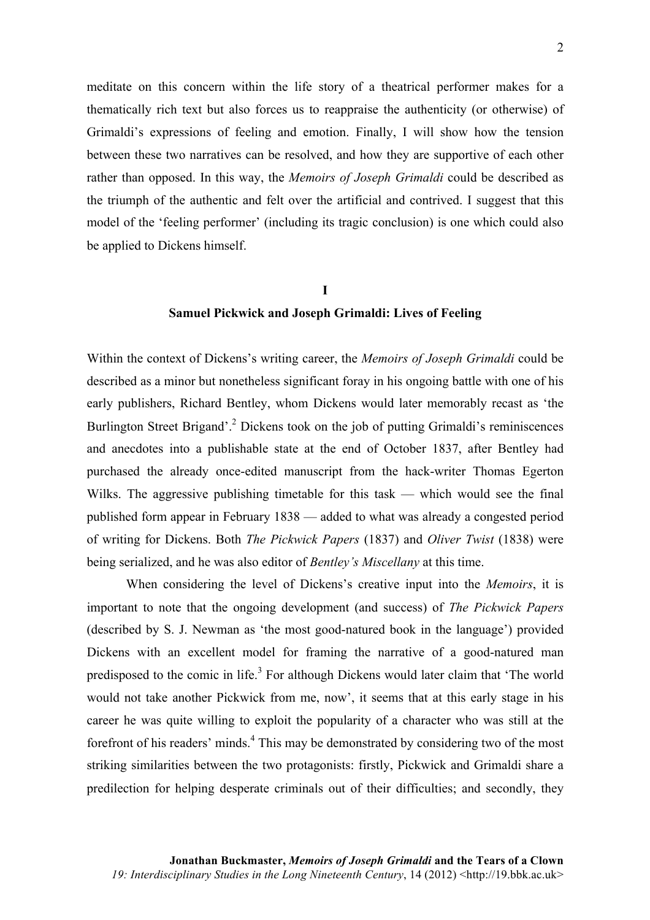meditate on this concern within the life story of a theatrical performer makes for a thematically rich text but also forces us to reappraise the authenticity (or otherwise) of Grimaldi's expressions of feeling and emotion. Finally, I will show how the tension between these two narratives can be resolved, and how they are supportive of each other rather than opposed. In this way, the *Memoirs of Joseph Grimaldi* could be described as the triumph of the authentic and felt over the artificial and contrived. I suggest that this model of the 'feeling performer' (including its tragic conclusion) is one which could also be applied to Dickens himself.

## I
## Samuel Pickwick and Joseph Grimaldi: Lives of Feeling

Within the context of Dickens's writing career, the *Memoirs of Joseph Grimaldi* could be described as a minor but nonetheless significant foray in his ongoing battle with one of his early publishers, Richard Bentley, whom Dickens would later memorably recast as 'the Burlington Street Brigand'.[2] Dickens took on the job of putting Grimaldi's reminiscences and anecdotes into a publishable state at the end of October 1837, after Bentley had purchased the already once-edited manuscript from the hack-writer Thomas Egerton Wilks. The aggressive publishing timetable for this task — which would see the final published form appear in February 1838 — added to what was already a congested period of writing for Dickens. Both *The Pickwick Papers* (1837) and *Oliver Twist* (1838) were being serialized, and he was also editor of *Bentley's Miscellany* at this time.

When considering the level of Dickens's creative input into the *Memoirs*, it is important to note that the ongoing development (and success) of *The Pickwick Papers* (described by S. J. Newman as 'the most good-natured book in the language') provided Dickens with an excellent model for framing the narrative of a good-natured man predisposed to the comic in life.[3] For although Dickens would later claim that 'The world would not take another Pickwick from me, now', it seems that at this early stage in his career he was quite willing to exploit the popularity of a character who was still at the forefront of his readers' minds.[4] This may be demonstrated by considering two of the most striking similarities between the two protagonists: firstly, Pickwick and Grimaldi share a predilection for helping desperate criminals out of their difficulties; and secondly, they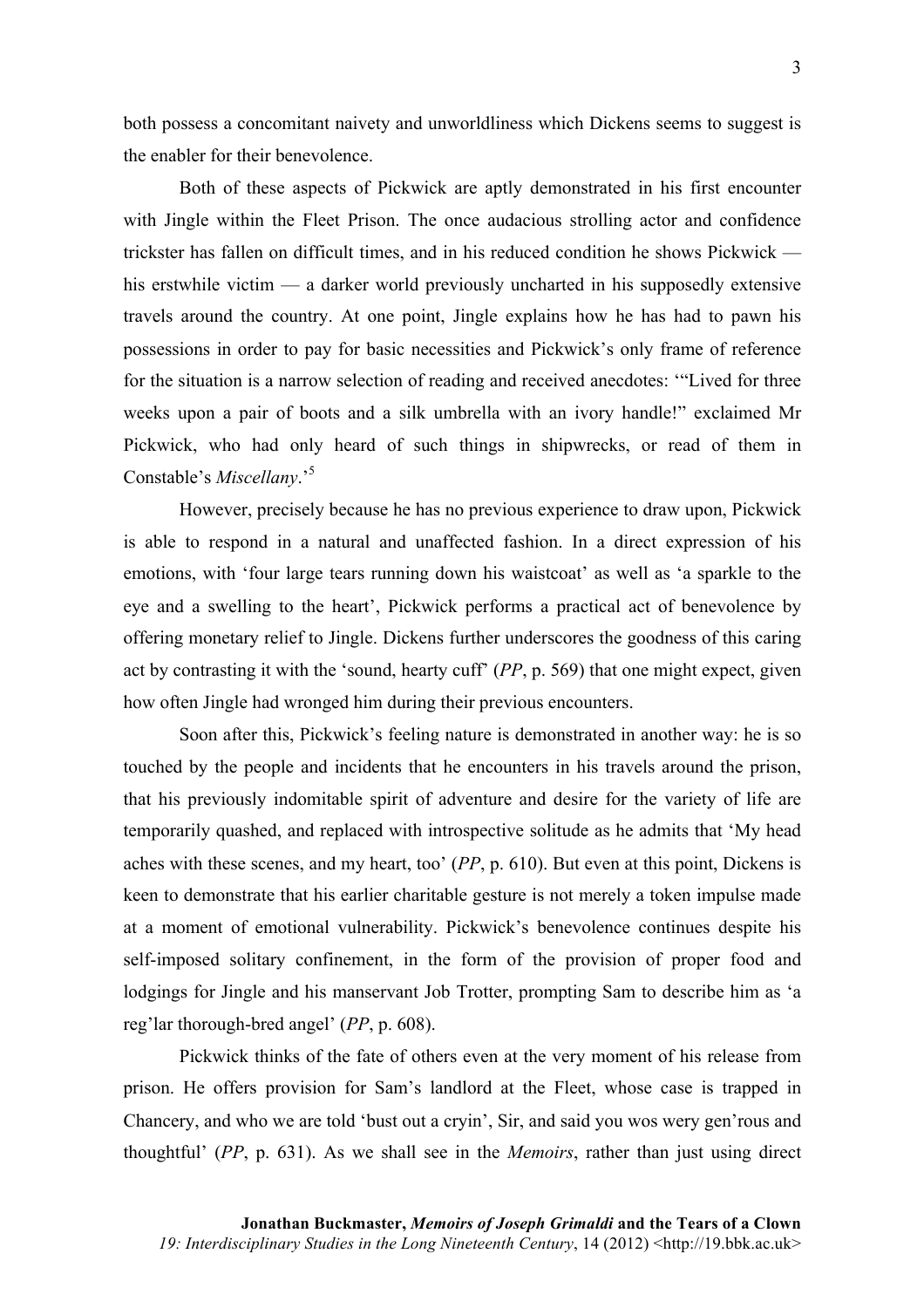both possess a concomitant naivety and unworldliness which Dickens seems to suggest is the enabler for their benevolence.

Both of these aspects of Pickwick are aptly demonstrated in his first encounter with Jingle within the Fleet Prison. The once audacious strolling actor and confidence trickster has fallen on difficult times, and in his reduced condition he shows Pickwick — his erstwhile victim — a darker world previously uncharted in his supposedly extensive travels around the country. At one point, Jingle explains how he has had to pawn his possessions in order to pay for basic necessities and Pickwick's only frame of reference for the situation is a narrow selection of reading and received anecdotes: '"Lived for three weeks upon a pair of boots and a silk umbrella with an ivory handle!" exclaimed Mr Pickwick, who had only heard of such things in shipwrecks, or read of them in Constable's *Miscellany*.'[5]

However, precisely because he has no previous experience to draw upon, Pickwick is able to respond in a natural and unaffected fashion. In a direct expression of his emotions, with 'four large tears running down his waistcoat' as well as 'a sparkle to the eye and a swelling to the heart', Pickwick performs a practical act of benevolence by offering monetary relief to Jingle. Dickens further underscores the goodness of this caring act by contrasting it with the 'sound, hearty cuff' (*PP*, p. 569) that one might expect, given how often Jingle had wronged him during their previous encounters.

Soon after this, Pickwick's feeling nature is demonstrated in another way: he is so touched by the people and incidents that he encounters in his travels around the prison, that his previously indomitable spirit of adventure and desire for the variety of life are temporarily quashed, and replaced with introspective solitude as he admits that 'My head aches with these scenes, and my heart, too' (*PP*, p. 610). But even at this point, Dickens is keen to demonstrate that his earlier charitable gesture is not merely a token impulse made at a moment of emotional vulnerability. Pickwick's benevolence continues despite his self-imposed solitary confinement, in the form of the provision of proper food and lodgings for Jingle and his manservant Job Trotter, prompting Sam to describe him as 'a reg'lar thorough-bred angel' (*PP*, p. 608).

Pickwick thinks of the fate of others even at the very moment of his release from prison. He offers provision for Sam's landlord at the Fleet, whose case is trapped in Chancery, and who we are told 'bust out a cryin', Sir, and said you wos wery gen'rous and thoughtful' (*PP*, p. 631). As we shall see in the *Memoirs*, rather than just using direct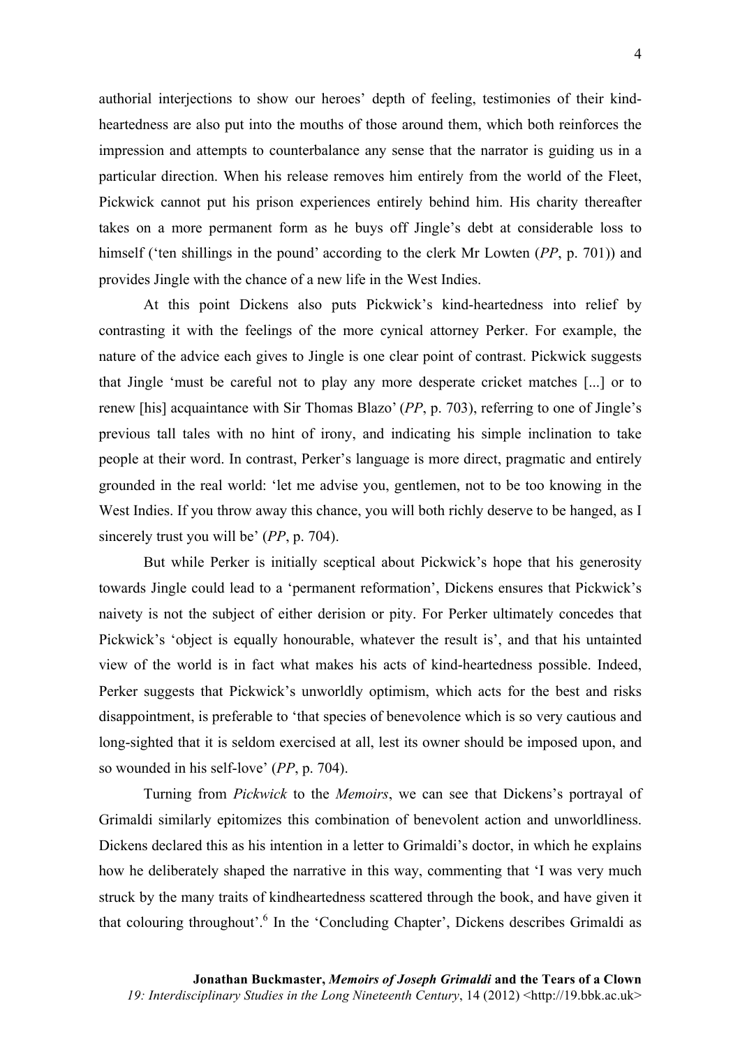authorial interjections to show our heroes' depth of feeling, testimonies of their kind-heartedness are also put into the mouths of those around them, which both reinforces the impression and attempts to counterbalance any sense that the narrator is guiding us in a particular direction. When his release removes him entirely from the world of the Fleet, Pickwick cannot put his prison experiences entirely behind him. His charity thereafter takes on a more permanent form as he buys off Jingle's debt at considerable loss to himself ('ten shillings in the pound' according to the clerk Mr Lowten (*PP*, p. 701)) and provides Jingle with the chance of a new life in the West Indies.

At this point Dickens also puts Pickwick's kind-heartedness into relief by contrasting it with the feelings of the more cynical attorney Perker. For example, the nature of the advice each gives to Jingle is one clear point of contrast. Pickwick suggests that Jingle 'must be careful not to play any more desperate cricket matches [...] or to renew [his] acquaintance with Sir Thomas Blazo' (*PP*, p. 703), referring to one of Jingle's previous tall tales with no hint of irony, and indicating his simple inclination to take people at their word. In contrast, Perker's language is more direct, pragmatic and entirely grounded in the real world: 'let me advise you, gentlemen, not to be too knowing in the West Indies. If you throw away this chance, you will both richly deserve to be hanged, as I sincerely trust you will be' (*PP*, p. 704).

But while Perker is initially sceptical about Pickwick's hope that his generosity towards Jingle could lead to a 'permanent reformation', Dickens ensures that Pickwick's naivety is not the subject of either derision or pity. For Perker ultimately concedes that Pickwick's 'object is equally honourable, whatever the result is', and that his untainted view of the world is in fact what makes his acts of kind-heartedness possible. Indeed, Perker suggests that Pickwick's unworldly optimism, which acts for the best and risks disappointment, is preferable to 'that species of benevolence which is so very cautious and long-sighted that it is seldom exercised at all, lest its owner should be imposed upon, and so wounded in his self-love' (*PP*, p. 704).

Turning from *Pickwick* to the *Memoirs*, we can see that Dickens's portrayal of Grimaldi similarly epitomizes this combination of benevolent action and unworldliness. Dickens declared this as his intention in a letter to Grimaldi's doctor, in which he explains how he deliberately shaped the narrative in this way, commenting that 'I was very much struck by the many traits of kindheartedness scattered through the book, and have given it that colouring throughout'.[6] In the 'Concluding Chapter', Dickens describes Grimaldi as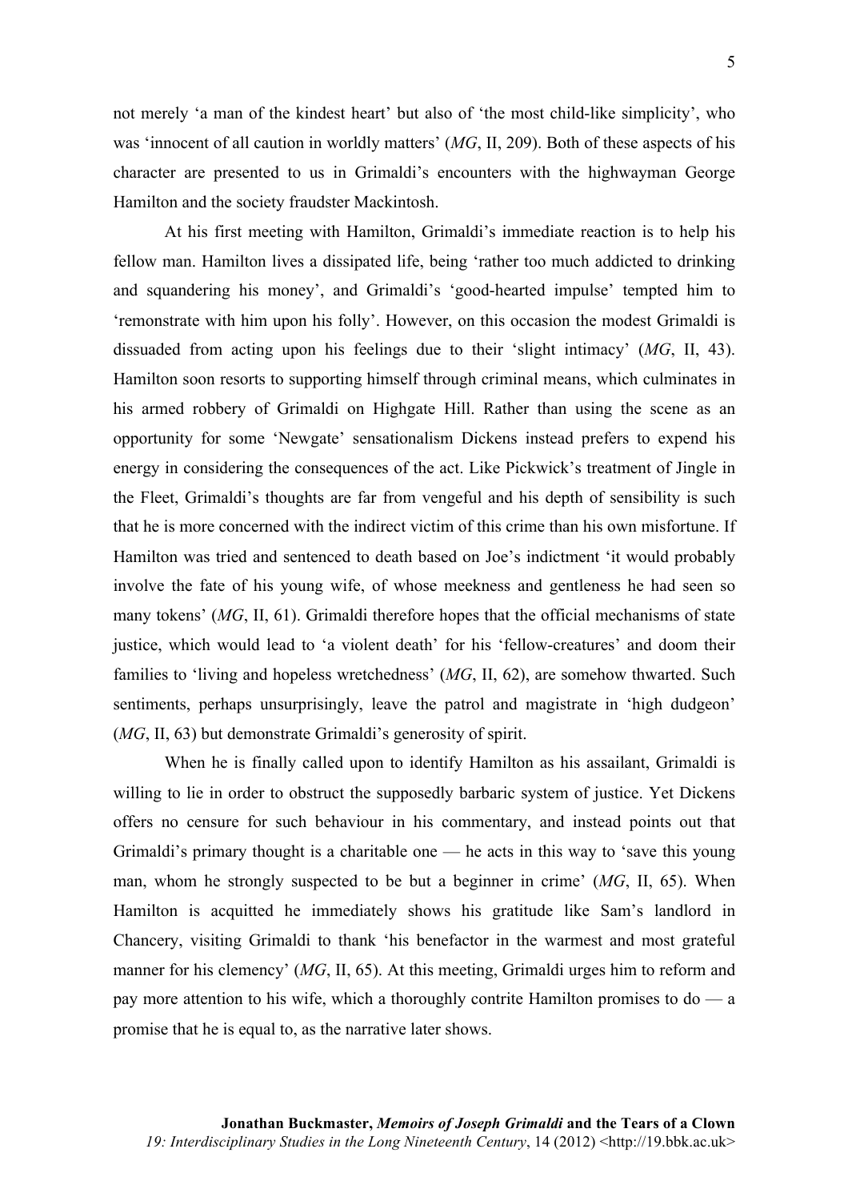not merely 'a man of the kindest heart' but also of 'the most child-like simplicity', who was 'innocent of all caution in worldly matters' (*MG*, II, 209). Both of these aspects of his character are presented to us in Grimaldi's encounters with the highwayman George Hamilton and the society fraudster Mackintosh.

At his first meeting with Hamilton, Grimaldi's immediate reaction is to help his fellow man. Hamilton lives a dissipated life, being 'rather too much addicted to drinking and squandering his money', and Grimaldi's 'good-hearted impulse' tempted him to 'remonstrate with him upon his folly'. However, on this occasion the modest Grimaldi is dissuaded from acting upon his feelings due to their 'slight intimacy' (*MG*, II, 43). Hamilton soon resorts to supporting himself through criminal means, which culminates in his armed robbery of Grimaldi on Highgate Hill. Rather than using the scene as an opportunity for some 'Newgate' sensationalism Dickens instead prefers to expend his energy in considering the consequences of the act. Like Pickwick's treatment of Jingle in the Fleet, Grimaldi's thoughts are far from vengeful and his depth of sensibility is such that he is more concerned with the indirect victim of this crime than his own misfortune. If Hamilton was tried and sentenced to death based on Joe's indictment 'it would probably involve the fate of his young wife, of whose meekness and gentleness he had seen so many tokens' (*MG*, II, 61). Grimaldi therefore hopes that the official mechanisms of state justice, which would lead to 'a violent death' for his 'fellow-creatures' and doom their families to 'living and hopeless wretchedness' (*MG*, II, 62), are somehow thwarted. Such sentiments, perhaps unsurprisingly, leave the patrol and magistrate in 'high dudgeon' (*MG*, II, 63) but demonstrate Grimaldi's generosity of spirit.

When he is finally called upon to identify Hamilton as his assailant, Grimaldi is willing to lie in order to obstruct the supposedly barbaric system of justice. Yet Dickens offers no censure for such behaviour in his commentary, and instead points out that Grimaldi's primary thought is a charitable one — he acts in this way to 'save this young man, whom he strongly suspected to be but a beginner in crime' (*MG*, II, 65). When Hamilton is acquitted he immediately shows his gratitude like Sam's landlord in Chancery, visiting Grimaldi to thank 'his benefactor in the warmest and most grateful manner for his clemency' (*MG*, II, 65). At this meeting, Grimaldi urges him to reform and pay more attention to his wife, which a thoroughly contrite Hamilton promises to do — a promise that he is equal to, as the narrative later shows.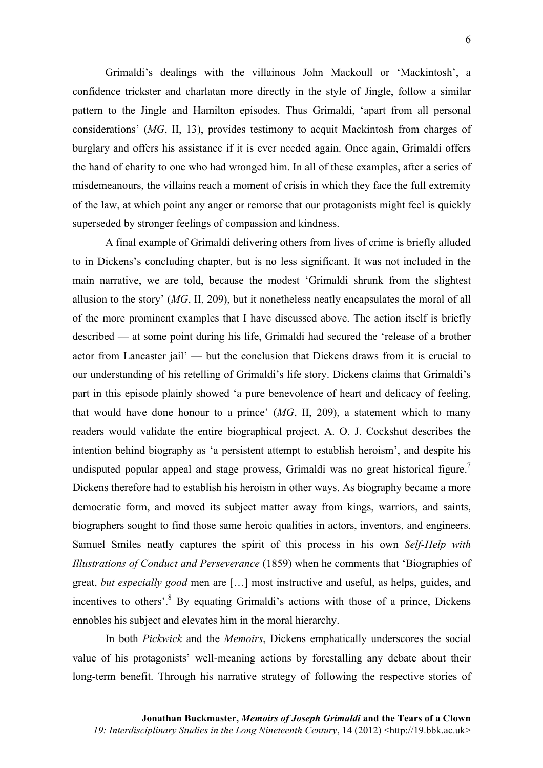Grimaldi's dealings with the villainous John Mackoull or 'Mackintosh', a confidence trickster and charlatan more directly in the style of Jingle, follow a similar pattern to the Jingle and Hamilton episodes. Thus Grimaldi, 'apart from all personal considerations' (*MG*, II, 13), provides testimony to acquit Mackintosh from charges of burglary and offers his assistance if it is ever needed again. Once again, Grimaldi offers the hand of charity to one who had wronged him. In all of these examples, after a series of misdemeanours, the villains reach a moment of crisis in which they face the full extremity of the law, at which point any anger or remorse that our protagonists might feel is quickly superseded by stronger feelings of compassion and kindness.

A final example of Grimaldi delivering others from lives of crime is briefly alluded to in Dickens's concluding chapter, but is no less significant. It was not included in the main narrative, we are told, because the modest 'Grimaldi shrunk from the slightest allusion to the story' (*MG*, II, 209), but it nonetheless neatly encapsulates the moral of all of the more prominent examples that I have discussed above. The action itself is briefly described — at some point during his life, Grimaldi had secured the 'release of a brother actor from Lancaster jail' — but the conclusion that Dickens draws from it is crucial to our understanding of his retelling of Grimaldi's life story. Dickens claims that Grimaldi's part in this episode plainly showed 'a pure benevolence of heart and delicacy of feeling, that would have done honour to a prince' (*MG*, II, 209), a statement which to many readers would validate the entire biographical project. A. O. J. Cockshut describes the intention behind biography as 'a persistent attempt to establish heroism', and despite his undisputed popular appeal and stage prowess, Grimaldi was no great historical figure.[7] Dickens therefore had to establish his heroism in other ways. As biography became a more democratic form, and moved its subject matter away from kings, warriors, and saints, biographers sought to find those same heroic qualities in actors, inventors, and engineers. Samuel Smiles neatly captures the spirit of this process in his own *Self-Help with Illustrations of Conduct and Perseverance* (1859) when he comments that 'Biographies of great, *but especially good* men are […] most instructive and useful, as helps, guides, and incentives to others'.[8] By equating Grimaldi's actions with those of a prince, Dickens ennobles his subject and elevates him in the moral hierarchy.

In both *Pickwick* and the *Memoirs*, Dickens emphatically underscores the social value of his protagonists' well-meaning actions by forestalling any debate about their long-term benefit. Through his narrative strategy of following the respective stories of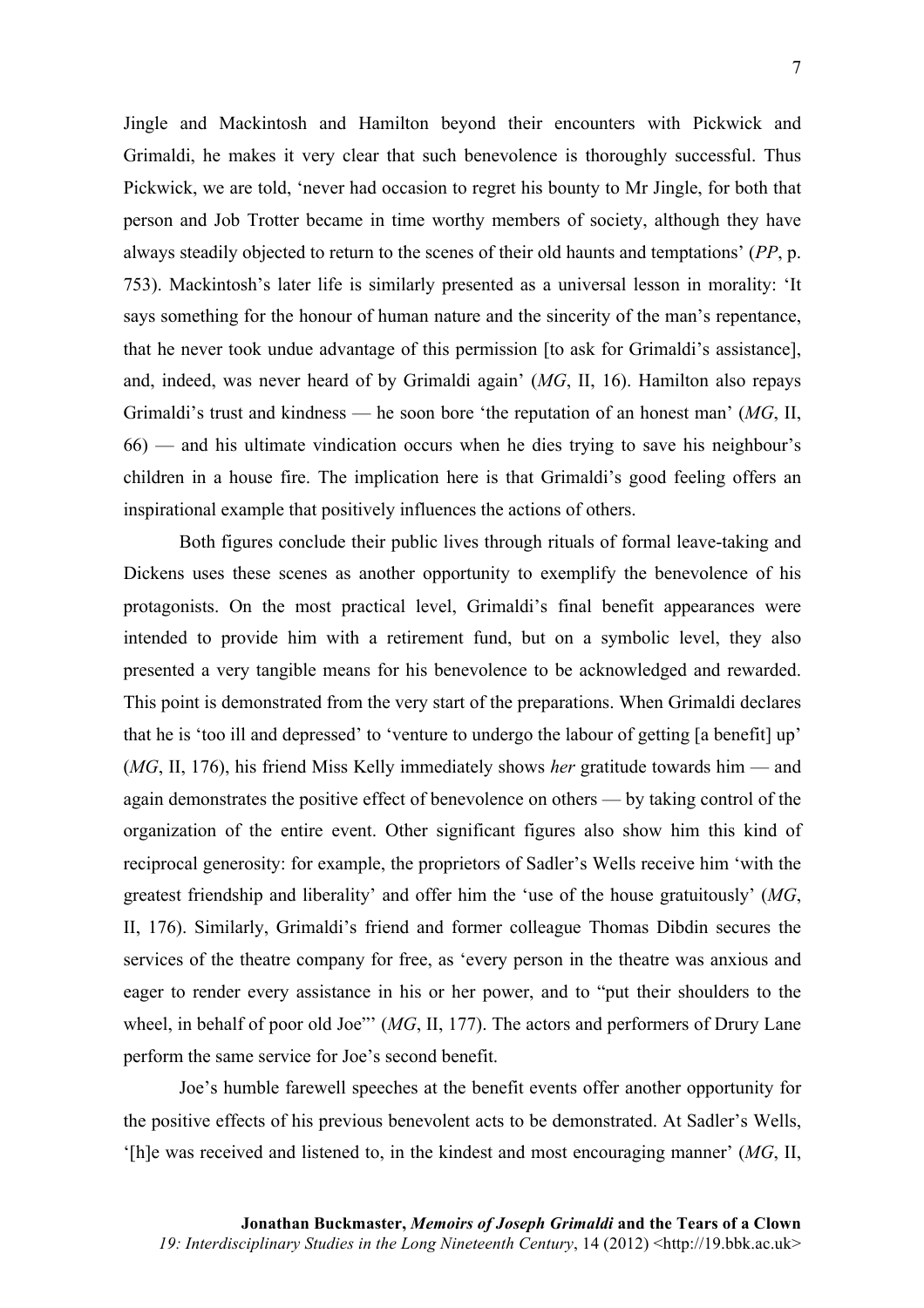Jingle and Mackintosh and Hamilton beyond their encounters with Pickwick and Grimaldi, he makes it very clear that such benevolence is thoroughly successful. Thus Pickwick, we are told, 'never had occasion to regret his bounty to Mr Jingle, for both that person and Job Trotter became in time worthy members of society, although they have always steadily objected to return to the scenes of their old haunts and temptations' (*PP*, p. 753). Mackintosh's later life is similarly presented as a universal lesson in morality: 'It says something for the honour of human nature and the sincerity of the man's repentance, that he never took undue advantage of this permission [to ask for Grimaldi's assistance], and, indeed, was never heard of by Grimaldi again' (*MG*, II, 16). Hamilton also repays Grimaldi's trust and kindness — he soon bore 'the reputation of an honest man' (*MG*, II, 66) — and his ultimate vindication occurs when he dies trying to save his neighbour's children in a house fire. The implication here is that Grimaldi's good feeling offers an inspirational example that positively influences the actions of others.

Both figures conclude their public lives through rituals of formal leave-taking and Dickens uses these scenes as another opportunity to exemplify the benevolence of his protagonists. On the most practical level, Grimaldi's final benefit appearances were intended to provide him with a retirement fund, but on a symbolic level, they also presented a very tangible means for his benevolence to be acknowledged and rewarded. This point is demonstrated from the very start of the preparations. When Grimaldi declares that he is 'too ill and depressed' to 'venture to undergo the labour of getting [a benefit] up' (*MG*, II, 176), his friend Miss Kelly immediately shows *her* gratitude towards him — and again demonstrates the positive effect of benevolence on others — by taking control of the organization of the entire event. Other significant figures also show him this kind of reciprocal generosity: for example, the proprietors of Sadler's Wells receive him 'with the greatest friendship and liberality' and offer him the 'use of the house gratuitously' (*MG*, II, 176). Similarly, Grimaldi's friend and former colleague Thomas Dibdin secures the services of the theatre company for free, as 'every person in the theatre was anxious and eager to render every assistance in his or her power, and to "put their shoulders to the wheel, in behalf of poor old Joe"' (*MG*, II, 177). The actors and performers of Drury Lane perform the same service for Joe's second benefit.

Joe's humble farewell speeches at the benefit events offer another opportunity for the positive effects of his previous benevolent acts to be demonstrated. At Sadler's Wells, '[h]e was received and listened to, in the kindest and most encouraging manner' (*MG*, II,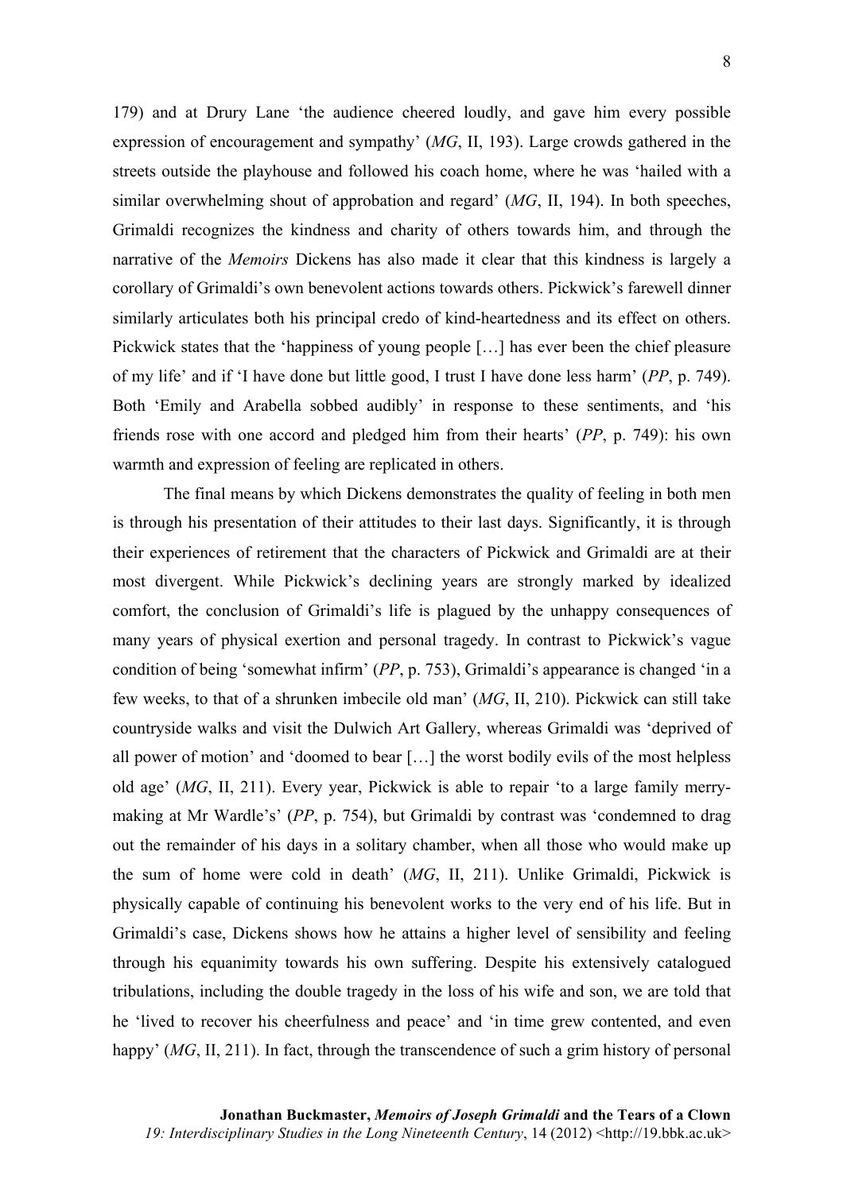179) and at Drury Lane 'the audience cheered loudly, and gave him every possible expression of encouragement and sympathy' (*MG*, II, 193). Large crowds gathered in the streets outside the playhouse and followed his coach home, where he was 'hailed with a similar overwhelming shout of approbation and regard' (*MG*, II, 194). In both speeches, Grimaldi recognizes the kindness and charity of others towards him, and through the narrative of the *Memoirs* Dickens has also made it clear that this kindness is largely a corollary of Grimaldi's own benevolent actions towards others. Pickwick's farewell dinner similarly articulates both his principal credo of kind-heartedness and its effect on others. Pickwick states that the 'happiness of young people […] has ever been the chief pleasure of my life' and if 'I have done but little good, I trust I have done less harm' (*PP*, p. 749). Both 'Emily and Arabella sobbed audibly' in response to these sentiments, and 'his friends rose with one accord and pledged him from their hearts' (*PP*, p. 749): his own warmth and expression of feeling are replicated in others.

The final means by which Dickens demonstrates the quality of feeling in both men is through his presentation of their attitudes to their last days. Significantly, it is through their experiences of retirement that the characters of Pickwick and Grimaldi are at their most divergent. While Pickwick's declining years are strongly marked by idealized comfort, the conclusion of Grimaldi's life is plagued by the unhappy consequences of many years of physical exertion and personal tragedy. In contrast to Pickwick's vague condition of being 'somewhat infirm' (*PP*, p. 753), Grimaldi's appearance is changed 'in a few weeks, to that of a shrunken imbecile old man' (*MG*, II, 210). Pickwick can still take countryside walks and visit the Dulwich Art Gallery, whereas Grimaldi was 'deprived of all power of motion' and 'doomed to bear […] the worst bodily evils of the most helpless old age' (*MG*, II, 211). Every year, Pickwick is able to repair 'to a large family merry-making at Mr Wardle's' (*PP*, p. 754), but Grimaldi by contrast was 'condemned to drag out the remainder of his days in a solitary chamber, when all those who would make up the sum of home were cold in death' (*MG*, II, 211). Unlike Grimaldi, Pickwick is physically capable of continuing his benevolent works to the very end of his life. But in Grimaldi's case, Dickens shows how he attains a higher level of sensibility and feeling through his equanimity towards his own suffering. Despite his extensively catalogued tribulations, including the double tragedy in the loss of his wife and son, we are told that he 'lived to recover his cheerfulness and peace' and 'in time grew contented, and even happy' (*MG*, II, 211). In fact, through the transcendence of such a grim history of personal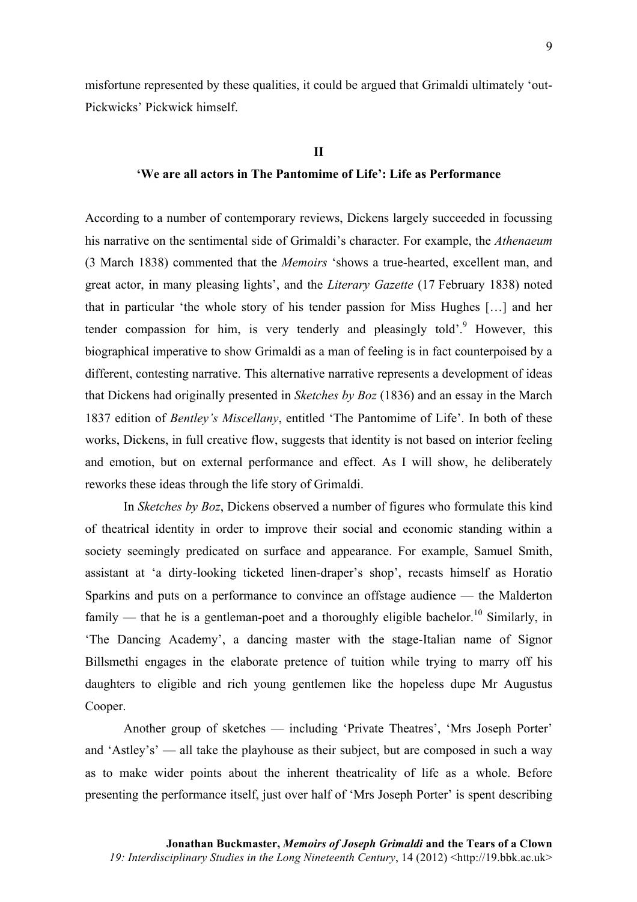misfortune represented by these qualities, it could be argued that Grimaldi ultimately 'out-Pickwicks' Pickwick himself.

## II

## 'We are all actors in The Pantomime of Life': Life as Performance

According to a number of contemporary reviews, Dickens largely succeeded in focussing his narrative on the sentimental side of Grimaldi's character. For example, the *Athenaeum* (3 March 1838) commented that the *Memoirs* 'shows a true-hearted, excellent man, and great actor, in many pleasing lights', and the *Literary Gazette* (17 February 1838) noted that in particular 'the whole story of his tender passion for Miss Hughes […] and her tender compassion for him, is very tenderly and pleasingly told'.[9] However, this biographical imperative to show Grimaldi as a man of feeling is in fact counterpoised by a different, contesting narrative. This alternative narrative represents a development of ideas that Dickens had originally presented in *Sketches by Boz* (1836) and an essay in the March 1837 edition of *Bentley's Miscellany*, entitled 'The Pantomime of Life'. In both of these works, Dickens, in full creative flow, suggests that identity is not based on interior feeling and emotion, but on external performance and effect. As I will show, he deliberately reworks these ideas through the life story of Grimaldi.

In *Sketches by Boz*, Dickens observed a number of figures who formulate this kind of theatrical identity in order to improve their social and economic standing within a society seemingly predicated on surface and appearance. For example, Samuel Smith, assistant at 'a dirty-looking ticketed linen-draper's shop', recasts himself as Horatio Sparkins and puts on a performance to convince an offstage audience — the Malderton family — that he is a gentleman-poet and a thoroughly eligible bachelor.[10] Similarly, in 'The Dancing Academy', a dancing master with the stage-Italian name of Signor Billsmethi engages in the elaborate pretence of tuition while trying to marry off his daughters to eligible and rich young gentlemen like the hopeless dupe Mr Augustus Cooper.

Another group of sketches — including 'Private Theatres', 'Mrs Joseph Porter' and 'Astley's' — all take the playhouse as their subject, but are composed in such a way as to make wider points about the inherent theatricality of life as a whole. Before presenting the performance itself, just over half of 'Mrs Joseph Porter' is spent describing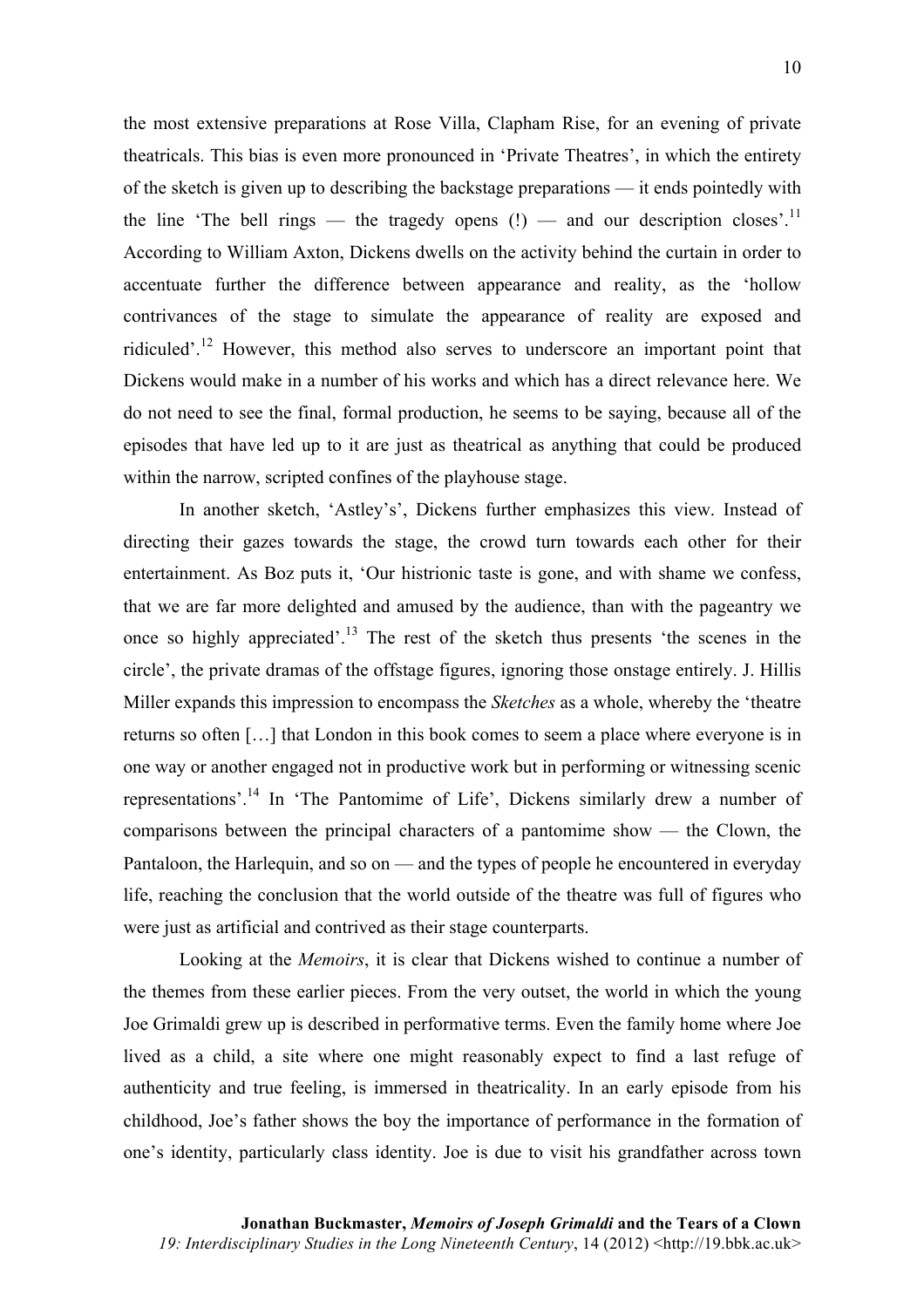the most extensive preparations at Rose Villa, Clapham Rise, for an evening of private theatricals. This bias is even more pronounced in 'Private Theatres', in which the entirety of the sketch is given up to describing the backstage preparations — it ends pointedly with the line 'The bell rings — the tragedy opens (!) — and our description closes'.[11] According to William Axton, Dickens dwells on the activity behind the curtain in order to accentuate further the difference between appearance and reality, as the 'hollow contrivances of the stage to simulate the appearance of reality are exposed and ridiculed'.[12] However, this method also serves to underscore an important point that Dickens would make in a number of his works and which has a direct relevance here. We do not need to see the final, formal production, he seems to be saying, because all of the episodes that have led up to it are just as theatrical as anything that could be produced within the narrow, scripted confines of the playhouse stage.

In another sketch, 'Astley's', Dickens further emphasizes this view. Instead of directing their gazes towards the stage, the crowd turn towards each other for their entertainment. As Boz puts it, 'Our histrionic taste is gone, and with shame we confess, that we are far more delighted and amused by the audience, than with the pageantry we once so highly appreciated'.[13] The rest of the sketch thus presents 'the scenes in the circle', the private dramas of the offstage figures, ignoring those onstage entirely. J. Hillis Miller expands this impression to encompass the *Sketches* as a whole, whereby the 'theatre returns so often […] that London in this book comes to seem a place where everyone is in one way or another engaged not in productive work but in performing or witnessing scenic representations'.[14] In 'The Pantomime of Life', Dickens similarly drew a number of comparisons between the principal characters of a pantomime show — the Clown, the Pantaloon, the Harlequin, and so on — and the types of people he encountered in everyday life, reaching the conclusion that the world outside of the theatre was full of figures who were just as artificial and contrived as their stage counterparts.

Looking at the *Memoirs*, it is clear that Dickens wished to continue a number of the themes from these earlier pieces. From the very outset, the world in which the young Joe Grimaldi grew up is described in performative terms. Even the family home where Joe lived as a child, a site where one might reasonably expect to find a last refuge of authenticity and true feeling, is immersed in theatricality. In an early episode from his childhood, Joe's father shows the boy the importance of performance in the formation of one's identity, particularly class identity. Joe is due to visit his grandfather across town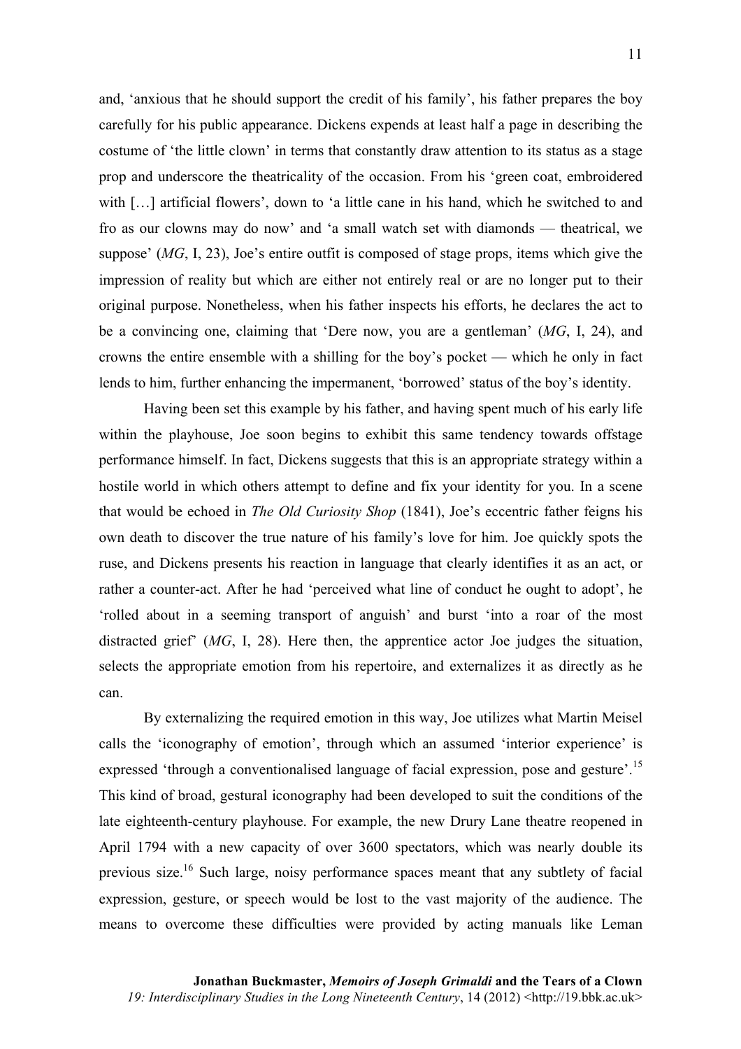and, 'anxious that he should support the credit of his family', his father prepares the boy carefully for his public appearance. Dickens expends at least half a page in describing the costume of 'the little clown' in terms that constantly draw attention to its status as a stage prop and underscore the theatricality of the occasion. From his 'green coat, embroidered with […] artificial flowers', down to 'a little cane in his hand, which he switched to and fro as our clowns may do now' and 'a small watch set with diamonds — theatrical, we suppose' (*MG*, I, 23), Joe's entire outfit is composed of stage props, items which give the impression of reality but which are either not entirely real or are no longer put to their original purpose. Nonetheless, when his father inspects his efforts, he declares the act to be a convincing one, claiming that 'Dere now, you are a gentleman' (*MG*, I, 24), and crowns the entire ensemble with a shilling for the boy's pocket — which he only in fact lends to him, further enhancing the impermanent, 'borrowed' status of the boy's identity.

Having been set this example by his father, and having spent much of his early life within the playhouse, Joe soon begins to exhibit this same tendency towards offstage performance himself. In fact, Dickens suggests that this is an appropriate strategy within a hostile world in which others attempt to define and fix your identity for you. In a scene that would be echoed in *The Old Curiosity Shop* (1841), Joe's eccentric father feigns his own death to discover the true nature of his family's love for him. Joe quickly spots the ruse, and Dickens presents his reaction in language that clearly identifies it as an act, or rather a counter-act. After he had 'perceived what line of conduct he ought to adopt', he 'rolled about in a seeming transport of anguish' and burst 'into a roar of the most distracted grief' (*MG*, I, 28). Here then, the apprentice actor Joe judges the situation, selects the appropriate emotion from his repertoire, and externalizes it as directly as he can.

By externalizing the required emotion in this way, Joe utilizes what Martin Meisel calls the 'iconography of emotion', through which an assumed 'interior experience' is expressed 'through a conventionalised language of facial expression, pose and gesture'.[15] This kind of broad, gestural iconography had been developed to suit the conditions of the late eighteenth-century playhouse. For example, the new Drury Lane theatre reopened in April 1794 with a new capacity of over 3600 spectators, which was nearly double its previous size.[16] Such large, noisy performance spaces meant that any subtlety of facial expression, gesture, or speech would be lost to the vast majority of the audience. The means to overcome these difficulties were provided by acting manuals like Leman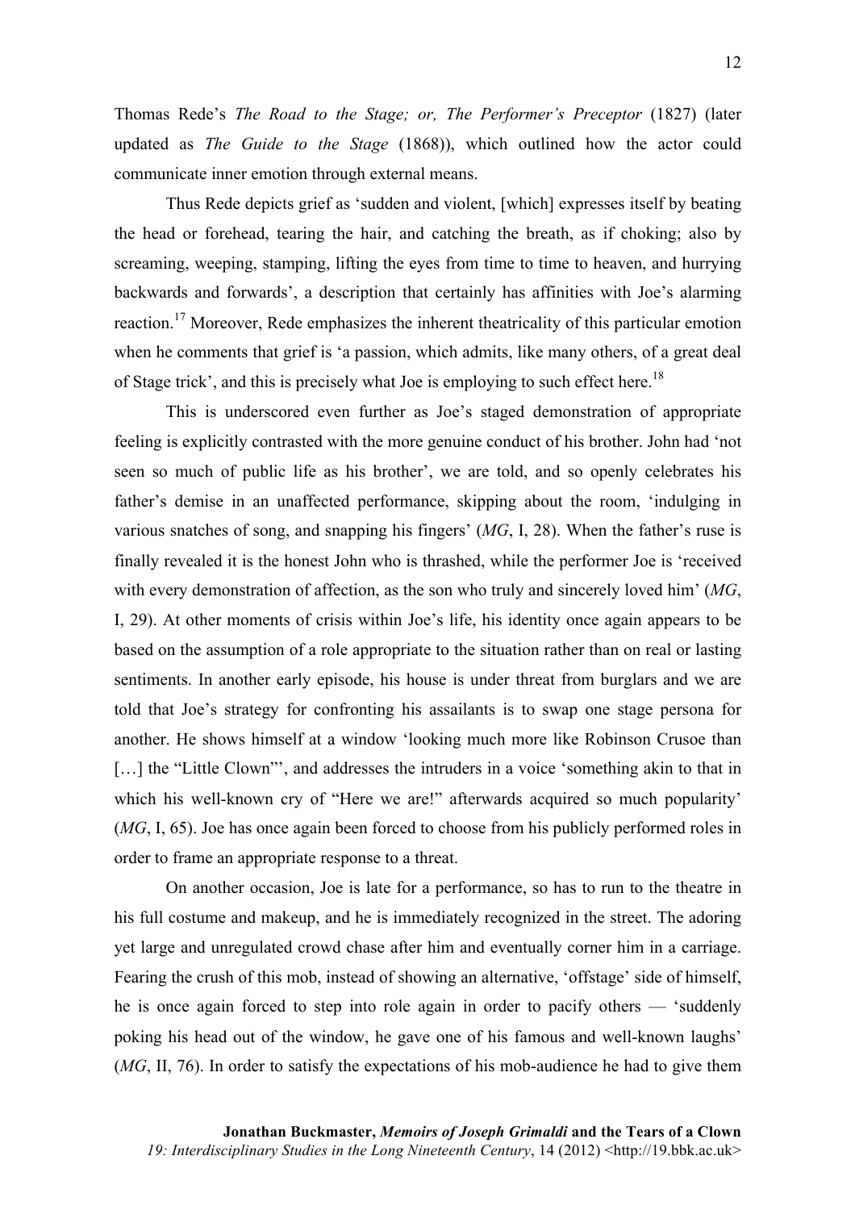Thomas Rede's *The Road to the Stage; or, The Performer's Preceptor* (1827) (later updated as *The Guide to the Stage* (1868)), which outlined how the actor could communicate inner emotion through external means.

Thus Rede depicts grief as 'sudden and violent, [which] expresses itself by beating the head or forehead, tearing the hair, and catching the breath, as if choking; also by screaming, weeping, stamping, lifting the eyes from time to time to heaven, and hurrying backwards and forwards', a description that certainly has affinities with Joe's alarming reaction.[17] Moreover, Rede emphasizes the inherent theatricality of this particular emotion when he comments that grief is 'a passion, which admits, like many others, of a great deal of Stage trick', and this is precisely what Joe is employing to such effect here.[18]

This is underscored even further as Joe's staged demonstration of appropriate feeling is explicitly contrasted with the more genuine conduct of his brother. John had 'not seen so much of public life as his brother', we are told, and so openly celebrates his father's demise in an unaffected performance, skipping about the room, 'indulging in various snatches of song, and snapping his fingers' (*MG*, I, 28). When the father's ruse is finally revealed it is the honest John who is thrashed, while the performer Joe is 'received with every demonstration of affection, as the son who truly and sincerely loved him' (*MG*, I, 29). At other moments of crisis within Joe's life, his identity once again appears to be based on the assumption of a role appropriate to the situation rather than on real or lasting sentiments. In another early episode, his house is under threat from burglars and we are told that Joe's strategy for confronting his assailants is to swap one stage persona for another. He shows himself at a window 'looking much more like Robinson Crusoe than […] the "Little Clown"', and addresses the intruders in a voice 'something akin to that in which his well-known cry of "Here we are!" afterwards acquired so much popularity' (*MG*, I, 65). Joe has once again been forced to choose from his publicly performed roles in order to frame an appropriate response to a threat.

On another occasion, Joe is late for a performance, so has to run to the theatre in his full costume and makeup, and he is immediately recognized in the street. The adoring yet large and unregulated crowd chase after him and eventually corner him in a carriage. Fearing the crush of this mob, instead of showing an alternative, 'offstage' side of himself, he is once again forced to step into role again in order to pacify others — 'suddenly poking his head out of the window, he gave one of his famous and well-known laughs' (*MG*, II, 76). In order to satisfy the expectations of his mob-audience he had to give them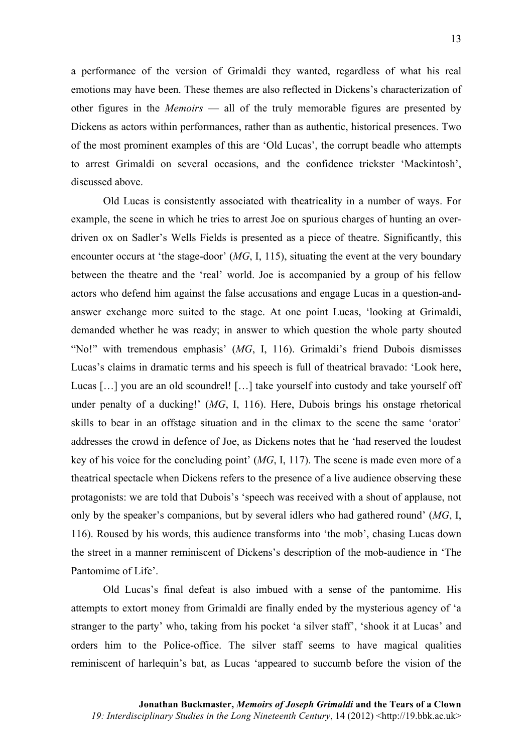a performance of the version of Grimaldi they wanted, regardless of what his real emotions may have been. These themes are also reflected in Dickens's characterization of other figures in the *Memoirs* — all of the truly memorable figures are presented by Dickens as actors within performances, rather than as authentic, historical presences. Two of the most prominent examples of this are 'Old Lucas', the corrupt beadle who attempts to arrest Grimaldi on several occasions, and the confidence trickster 'Mackintosh', discussed above.

Old Lucas is consistently associated with theatricality in a number of ways. For example, the scene in which he tries to arrest Joe on spurious charges of hunting an over-driven ox on Sadler's Wells Fields is presented as a piece of theatre. Significantly, this encounter occurs at 'the stage-door' (*MG*, I, 115), situating the event at the very boundary between the theatre and the 'real' world. Joe is accompanied by a group of his fellow actors who defend him against the false accusations and engage Lucas in a question-and-answer exchange more suited to the stage. At one point Lucas, 'looking at Grimaldi, demanded whether he was ready; in answer to which question the whole party shouted "No!" with tremendous emphasis' (*MG*, I, 116). Grimaldi's friend Dubois dismisses Lucas's claims in dramatic terms and his speech is full of theatrical bravado: 'Look here, Lucas […] you are an old scoundrel! […] take yourself into custody and take yourself off under penalty of a ducking!' (*MG*, I, 116). Here, Dubois brings his onstage rhetorical skills to bear in an offstage situation and in the climax to the scene the same 'orator' addresses the crowd in defence of Joe, as Dickens notes that he 'had reserved the loudest key of his voice for the concluding point' (*MG*, I, 117). The scene is made even more of a theatrical spectacle when Dickens refers to the presence of a live audience observing these protagonists: we are told that Dubois's 'speech was received with a shout of applause, not only by the speaker's companions, but by several idlers who had gathered round' (*MG*, I, 116). Roused by his words, this audience transforms into 'the mob', chasing Lucas down the street in a manner reminiscent of Dickens's description of the mob-audience in 'The Pantomime of Life'.

Old Lucas's final defeat is also imbued with a sense of the pantomime. His attempts to extort money from Grimaldi are finally ended by the mysterious agency of 'a stranger to the party' who, taking from his pocket 'a silver staff', 'shook it at Lucas' and orders him to the Police-office. The silver staff seems to have magical qualities reminiscent of harlequin's bat, as Lucas 'appeared to succumb before the vision of the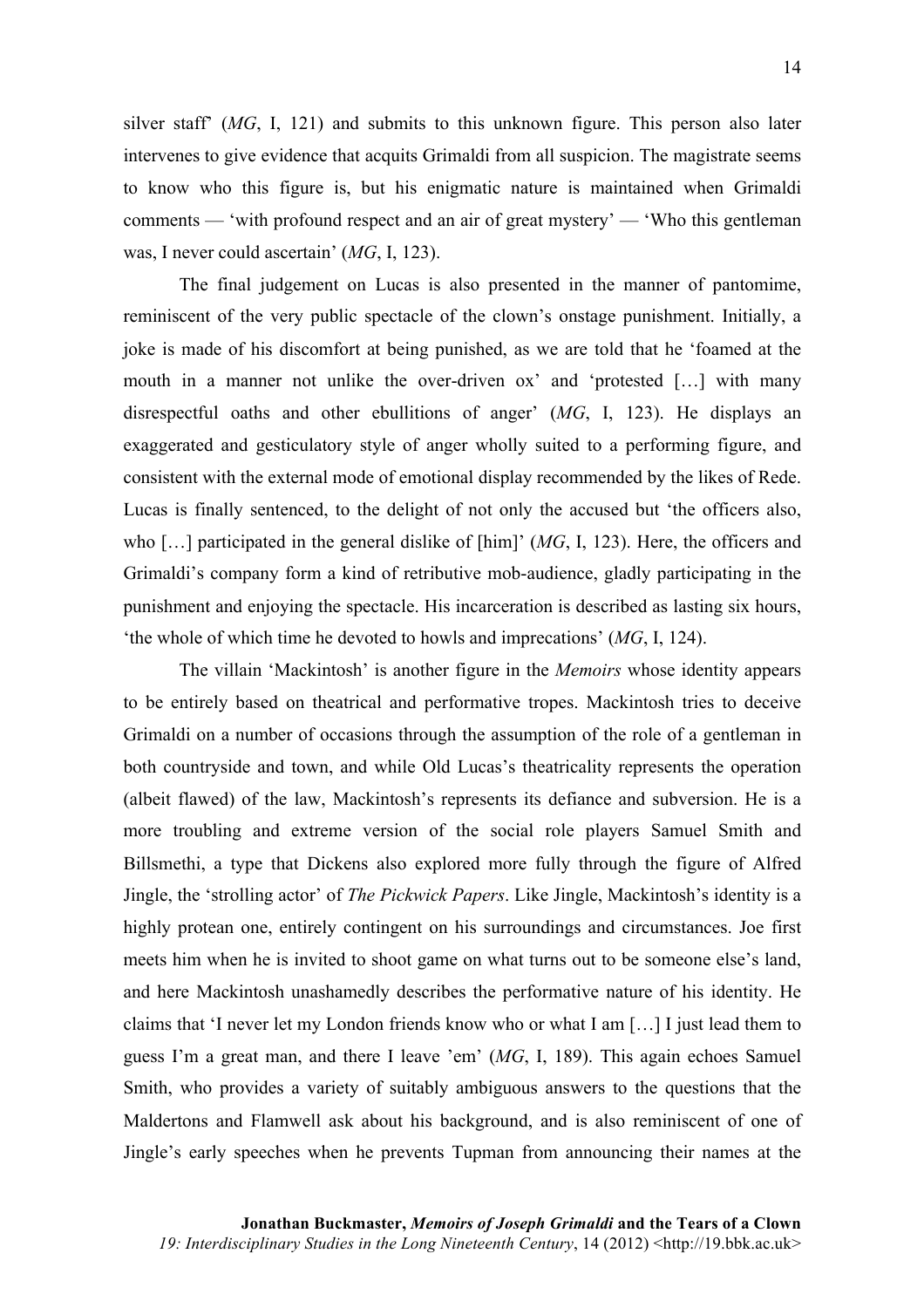silver staff' (*MG*, I, 121) and submits to this unknown figure. This person also later intervenes to give evidence that acquits Grimaldi from all suspicion. The magistrate seems to know who this figure is, but his enigmatic nature is maintained when Grimaldi comments — 'with profound respect and an air of great mystery' — 'Who this gentleman was, I never could ascertain' (*MG*, I, 123).

The final judgement on Lucas is also presented in the manner of pantomime, reminiscent of the very public spectacle of the clown's onstage punishment. Initially, a joke is made of his discomfort at being punished, as we are told that he 'foamed at the mouth in a manner not unlike the over-driven ox' and 'protested […] with many disrespectful oaths and other ebullitions of anger' (*MG*, I, 123). He displays an exaggerated and gesticulatory style of anger wholly suited to a performing figure, and consistent with the external mode of emotional display recommended by the likes of Rede. Lucas is finally sentenced, to the delight of not only the accused but 'the officers also, who […] participated in the general dislike of [him]' (*MG*, I, 123). Here, the officers and Grimaldi's company form a kind of retributive mob-audience, gladly participating in the punishment and enjoying the spectacle. His incarceration is described as lasting six hours, 'the whole of which time he devoted to howls and imprecations' (*MG*, I, 124).

The villain 'Mackintosh' is another figure in the *Memoirs* whose identity appears to be entirely based on theatrical and performative tropes. Mackintosh tries to deceive Grimaldi on a number of occasions through the assumption of the role of a gentleman in both countryside and town, and while Old Lucas's theatricality represents the operation (albeit flawed) of the law, Mackintosh's represents its defiance and subversion. He is a more troubling and extreme version of the social role players Samuel Smith and Billsmethi, a type that Dickens also explored more fully through the figure of Alfred Jingle, the 'strolling actor' of *The Pickwick Papers*. Like Jingle, Mackintosh's identity is a highly protean one, entirely contingent on his surroundings and circumstances. Joe first meets him when he is invited to shoot game on what turns out to be someone else's land, and here Mackintosh unashamedly describes the performative nature of his identity. He claims that 'I never let my London friends know who or what I am […] I just lead them to guess I'm a great man, and there I leave 'em' (*MG*, I, 189). This again echoes Samuel Smith, who provides a variety of suitably ambiguous answers to the questions that the Maldertons and Flamwell ask about his background, and is also reminiscent of one of Jingle's early speeches when he prevents Tupman from announcing their names at the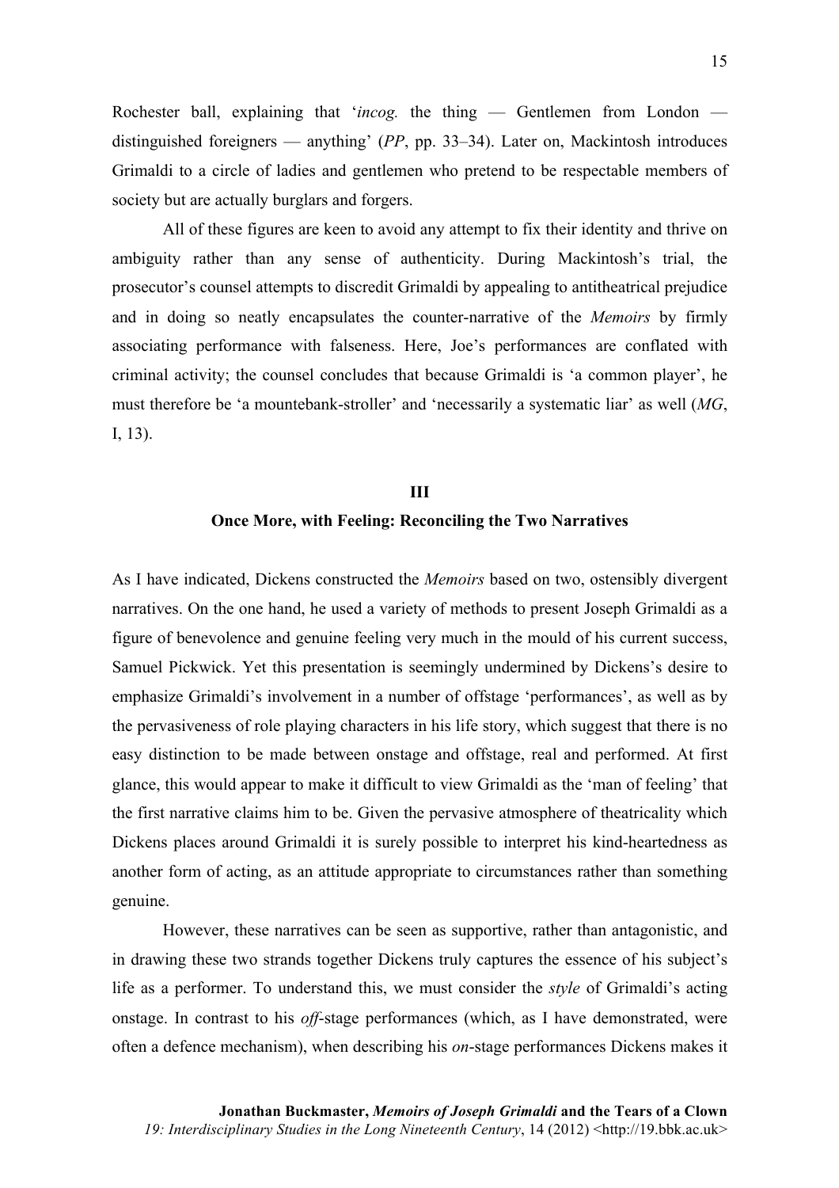Rochester ball, explaining that '*incog.* the thing — Gentlemen from London — distinguished foreigners — anything' (*PP*, pp. 33–34). Later on, Mackintosh introduces Grimaldi to a circle of ladies and gentlemen who pretend to be respectable members of society but are actually burglars and forgers.

All of these figures are keen to avoid any attempt to fix their identity and thrive on ambiguity rather than any sense of authenticity. During Mackintosh's trial, the prosecutor's counsel attempts to discredit Grimaldi by appealing to antitheatrical prejudice and in doing so neatly encapsulates the counter-narrative of the *Memoirs* by firmly associating performance with falseness. Here, Joe's performances are conflated with criminal activity; the counsel concludes that because Grimaldi is 'a common player', he must therefore be 'a mountebank-stroller' and 'necessarily a systematic liar' as well (*MG*, I, 13).

## III

### Once More, with Feeling: Reconciling the Two Narratives

As I have indicated, Dickens constructed the *Memoirs* based on two, ostensibly divergent narratives. On the one hand, he used a variety of methods to present Joseph Grimaldi as a figure of benevolence and genuine feeling very much in the mould of his current success, Samuel Pickwick. Yet this presentation is seemingly undermined by Dickens's desire to emphasize Grimaldi's involvement in a number of offstage 'performances', as well as by the pervasiveness of role playing characters in his life story, which suggest that there is no easy distinction to be made between onstage and offstage, real and performed. At first glance, this would appear to make it difficult to view Grimaldi as the 'man of feeling' that the first narrative claims him to be. Given the pervasive atmosphere of theatricality which Dickens places around Grimaldi it is surely possible to interpret his kind-heartedness as another form of acting, as an attitude appropriate to circumstances rather than something genuine.

However, these narratives can be seen as supportive, rather than antagonistic, and in drawing these two strands together Dickens truly captures the essence of his subject's life as a performer. To understand this, we must consider the *style* of Grimaldi's acting onstage. In contrast to his *off*-stage performances (which, as I have demonstrated, were often a defence mechanism), when describing his *on*-stage performances Dickens makes it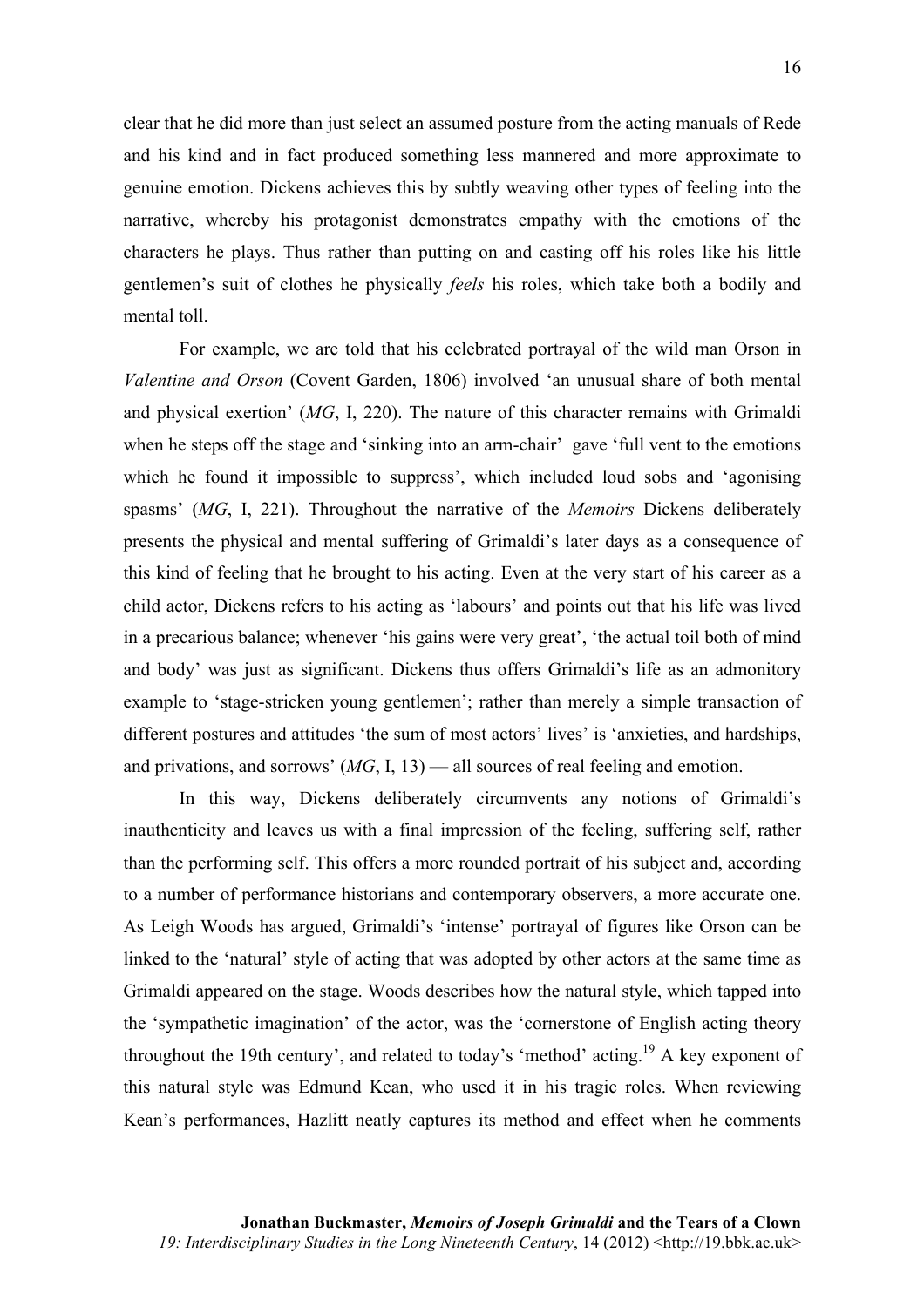clear that he did more than just select an assumed posture from the acting manuals of Rede and his kind and in fact produced something less mannered and more approximate to genuine emotion. Dickens achieves this by subtly weaving other types of feeling into the narrative, whereby his protagonist demonstrates empathy with the emotions of the characters he plays. Thus rather than putting on and casting off his roles like his little gentlemen's suit of clothes he physically *feels* his roles, which take both a bodily and mental toll.

For example, we are told that his celebrated portrayal of the wild man Orson in *Valentine and Orson* (Covent Garden, 1806) involved 'an unusual share of both mental and physical exertion' (*MG*, I, 220). The nature of this character remains with Grimaldi when he steps off the stage and 'sinking into an arm-chair' gave 'full vent to the emotions which he found it impossible to suppress', which included loud sobs and 'agonising spasms' (*MG*, I, 221). Throughout the narrative of the *Memoirs* Dickens deliberately presents the physical and mental suffering of Grimaldi's later days as a consequence of this kind of feeling that he brought to his acting. Even at the very start of his career as a child actor, Dickens refers to his acting as 'labours' and points out that his life was lived in a precarious balance; whenever 'his gains were very great', 'the actual toil both of mind and body' was just as significant. Dickens thus offers Grimaldi's life as an admonitory example to 'stage-stricken young gentlemen'; rather than merely a simple transaction of different postures and attitudes 'the sum of most actors' lives' is 'anxieties, and hardships, and privations, and sorrows' (*MG*, I, 13) — all sources of real feeling and emotion.

In this way, Dickens deliberately circumvents any notions of Grimaldi's inauthenticity and leaves us with a final impression of the feeling, suffering self, rather than the performing self. This offers a more rounded portrait of his subject and, according to a number of performance historians and contemporary observers, a more accurate one. As Leigh Woods has argued, Grimaldi's 'intense' portrayal of figures like Orson can be linked to the 'natural' style of acting that was adopted by other actors at the same time as Grimaldi appeared on the stage. Woods describes how the natural style, which tapped into the 'sympathetic imagination' of the actor, was the 'cornerstone of English acting theory throughout the 19th century', and related to today's 'method' acting.[19] A key exponent of this natural style was Edmund Kean, who used it in his tragic roles. When reviewing Kean's performances, Hazlitt neatly captures its method and effect when he comments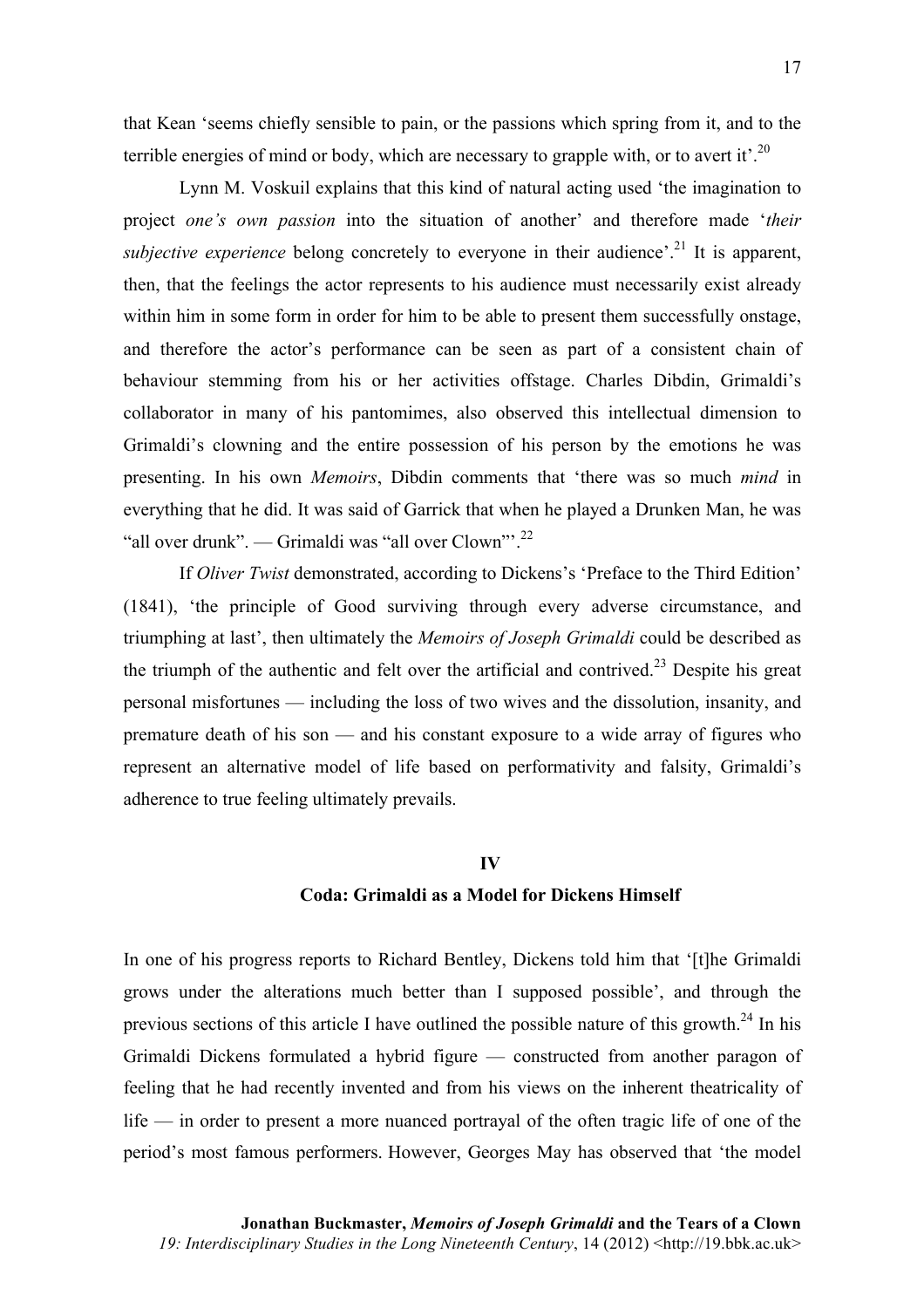that Kean 'seems chiefly sensible to pain, or the passions which spring from it, and to the terrible energies of mind or body, which are necessary to grapple with, or to avert it'.[20]

Lynn M. Voskuil explains that this kind of natural acting used 'the imagination to project *one's own passion* into the situation of another' and therefore made '*their subjective experience* belong concretely to everyone in their audience'.[21] It is apparent, then, that the feelings the actor represents to his audience must necessarily exist already within him in some form in order for him to be able to present them successfully onstage, and therefore the actor's performance can be seen as part of a consistent chain of behaviour stemming from his or her activities offstage. Charles Dibdin, Grimaldi's collaborator in many of his pantomimes, also observed this intellectual dimension to Grimaldi's clowning and the entire possession of his person by the emotions he was presenting. In his own *Memoirs*, Dibdin comments that 'there was so much *mind* in everything that he did. It was said of Garrick that when he played a Drunken Man, he was "all over drunk". — Grimaldi was "all over Clown"'.[22]

If *Oliver Twist* demonstrated, according to Dickens's 'Preface to the Third Edition' (1841), 'the principle of Good surviving through every adverse circumstance, and triumphing at last', then ultimately the *Memoirs of Joseph Grimaldi* could be described as the triumph of the authentic and felt over the artificial and contrived.[23] Despite his great personal misfortunes — including the loss of two wives and the dissolution, insanity, and premature death of his son — and his constant exposure to a wide array of figures who represent an alternative model of life based on performativity and falsity, Grimaldi's adherence to true feeling ultimately prevails.

## IV
## Coda: Grimaldi as a Model for Dickens Himself

In one of his progress reports to Richard Bentley, Dickens told him that '[t]he Grimaldi grows under the alterations much better than I supposed possible', and through the previous sections of this article I have outlined the possible nature of this growth.[24] In his Grimaldi Dickens formulated a hybrid figure — constructed from another paragon of feeling that he had recently invented and from his views on the inherent theatricality of life — in order to present a more nuanced portrayal of the often tragic life of one of the period's most famous performers. However, Georges May has observed that 'the model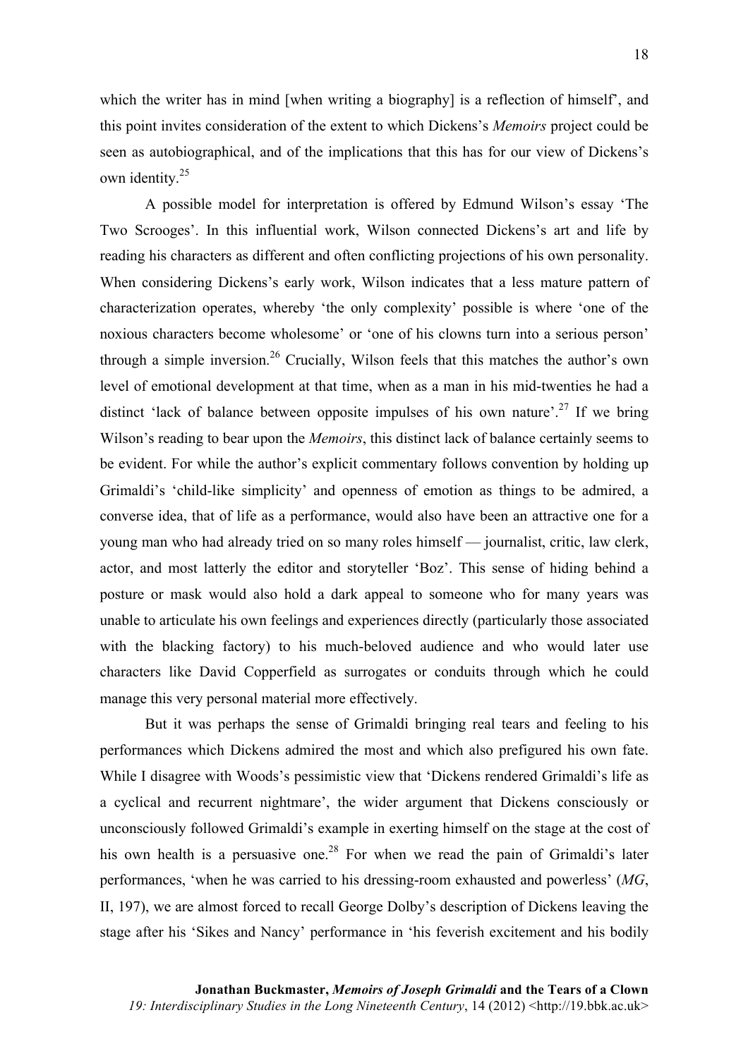which the writer has in mind [when writing a biography] is a reflection of himself', and this point invites consideration of the extent to which Dickens's *Memoirs* project could be seen as autobiographical, and of the implications that this has for our view of Dickens's own identity.[25]

A possible model for interpretation is offered by Edmund Wilson's essay 'The Two Scrooges'. In this influential work, Wilson connected Dickens's art and life by reading his characters as different and often conflicting projections of his own personality. When considering Dickens's early work, Wilson indicates that a less mature pattern of characterization operates, whereby 'the only complexity' possible is where 'one of the noxious characters become wholesome' or 'one of his clowns turn into a serious person' through a simple inversion.[26] Crucially, Wilson feels that this matches the author's own level of emotional development at that time, when as a man in his mid-twenties he had a distinct 'lack of balance between opposite impulses of his own nature'.[27] If we bring Wilson's reading to bear upon the *Memoirs*, this distinct lack of balance certainly seems to be evident. For while the author's explicit commentary follows convention by holding up Grimaldi's 'child-like simplicity' and openness of emotion as things to be admired, a converse idea, that of life as a performance, would also have been an attractive one for a young man who had already tried on so many roles himself — journalist, critic, law clerk, actor, and most latterly the editor and storyteller 'Boz'. This sense of hiding behind a posture or mask would also hold a dark appeal to someone who for many years was unable to articulate his own feelings and experiences directly (particularly those associated with the blacking factory) to his much-beloved audience and who would later use characters like David Copperfield as surrogates or conduits through which he could manage this very personal material more effectively.

But it was perhaps the sense of Grimaldi bringing real tears and feeling to his performances which Dickens admired the most and which also prefigured his own fate. While I disagree with Woods's pessimistic view that 'Dickens rendered Grimaldi's life as a cyclical and recurrent nightmare', the wider argument that Dickens consciously or unconsciously followed Grimaldi's example in exerting himself on the stage at the cost of his own health is a persuasive one.[28] For when we read the pain of Grimaldi's later performances, 'when he was carried to his dressing-room exhausted and powerless' (*MG*, II, 197), we are almost forced to recall George Dolby's description of Dickens leaving the stage after his 'Sikes and Nancy' performance in 'his feverish excitement and his bodily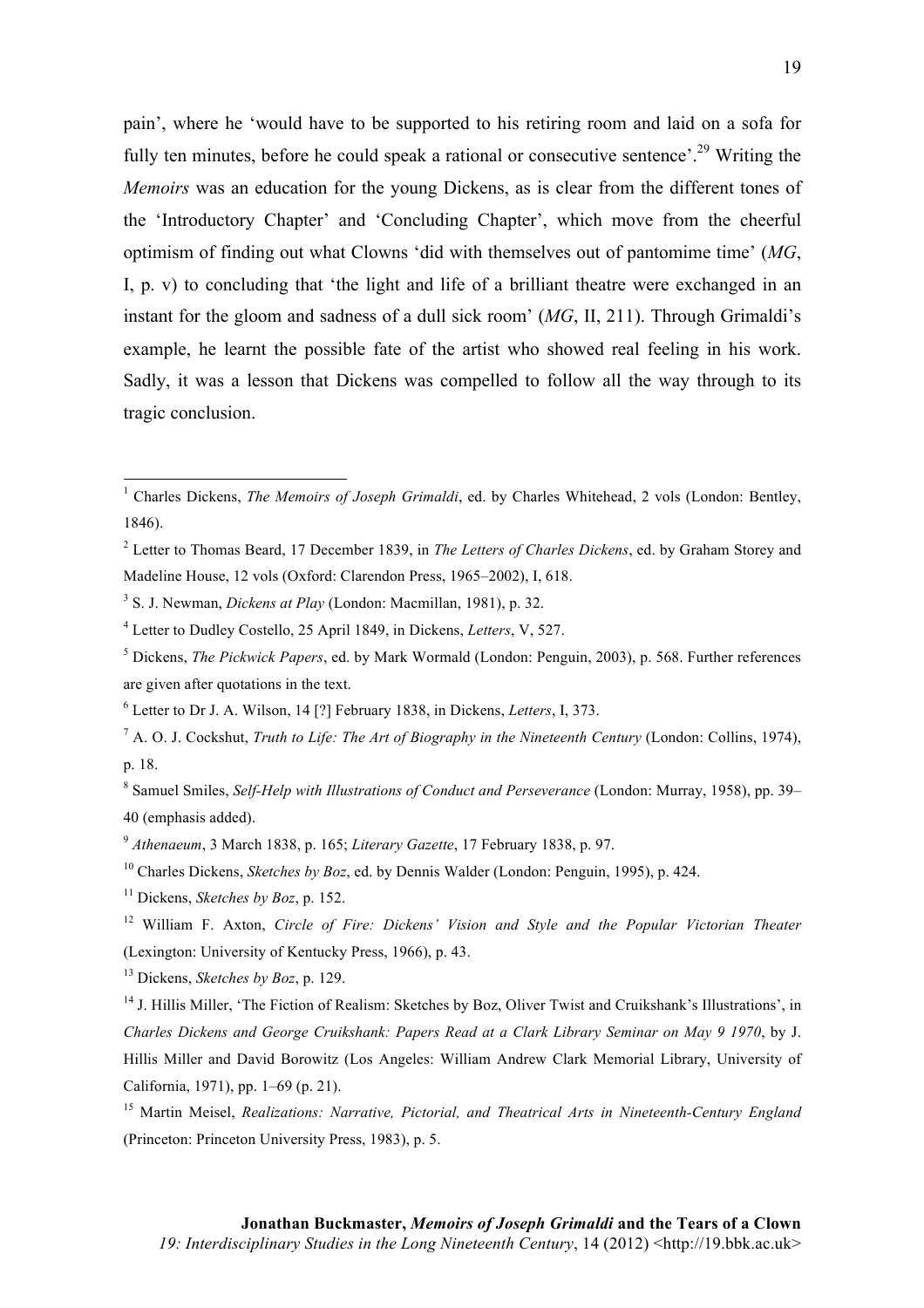pain', where he 'would have to be supported to his retiring room and laid on a sofa for fully ten minutes, before he could speak a rational or consecutive sentence'.[29] Writing the *Memoirs* was an education for the young Dickens, as is clear from the different tones of the 'Introductory Chapter' and 'Concluding Chapter', which move from the cheerful optimism of finding out what Clowns 'did with themselves out of pantomime time' (*MG*, I, p. v) to concluding that 'the light and life of a brilliant theatre were exchanged in an instant for the gloom and sadness of a dull sick room' (*MG*, II, 211). Through Grimaldi's example, he learnt the possible fate of the artist who showed real feeling in his work. Sadly, it was a lesson that Dickens was compelled to follow all the way through to its tragic conclusion.

---

[1] Charles Dickens, *The Memoirs of Joseph Grimaldi*, ed. by Charles Whitehead, 2 vols (London: Bentley, 1846).

[2] Letter to Thomas Beard, 17 December 1839, in *The Letters of Charles Dickens*, ed. by Graham Storey and Madeline House, 12 vols (Oxford: Clarendon Press, 1965–2002), I, 618.

[3] S. J. Newman, *Dickens at Play* (London: Macmillan, 1981), p. 32.

[4] Letter to Dudley Costello, 25 April 1849, in Dickens, *Letters*, V, 527.

[5] Dickens, *The Pickwick Papers*, ed. by Mark Wormald (London: Penguin, 2003), p. 568. Further references are given after quotations in the text.

[6] Letter to Dr J. A. Wilson, 14 [?] February 1838, in Dickens, *Letters*, I, 373.

[7] A. O. J. Cockshut, *Truth to Life: The Art of Biography in the Nineteenth Century* (London: Collins, 1974), p. 18.

[8] Samuel Smiles, *Self-Help with Illustrations of Conduct and Perseverance* (London: Murray, 1958), pp. 39–40 (emphasis added).

[9] *Athenaeum*, 3 March 1838, p. 165; *Literary Gazette*, 17 February 1838, p. 97.

[10] Charles Dickens, *Sketches by Boz*, ed. by Dennis Walder (London: Penguin, 1995), p. 424.

[11] Dickens, *Sketches by Boz*, p. 152.

[12] William F. Axton, *Circle of Fire: Dickens' Vision and Style and the Popular Victorian Theater* (Lexington: University of Kentucky Press, 1966), p. 43.

[13] Dickens, *Sketches by Boz*, p. 129.

[14] J. Hillis Miller, 'The Fiction of Realism: Sketches by Boz, Oliver Twist and Cruikshank's Illustrations', in *Charles Dickens and George Cruikshank: Papers Read at a Clark Library Seminar on May 9 1970*, by J. Hillis Miller and David Borowitz (Los Angeles: William Andrew Clark Memorial Library, University of California, 1971), pp. 1–69 (p. 21).

[15] Martin Meisel, *Realizations: Narrative, Pictorial, and Theatrical Arts in Nineteenth-Century England* (Princeton: Princeton University Press, 1983), p. 5.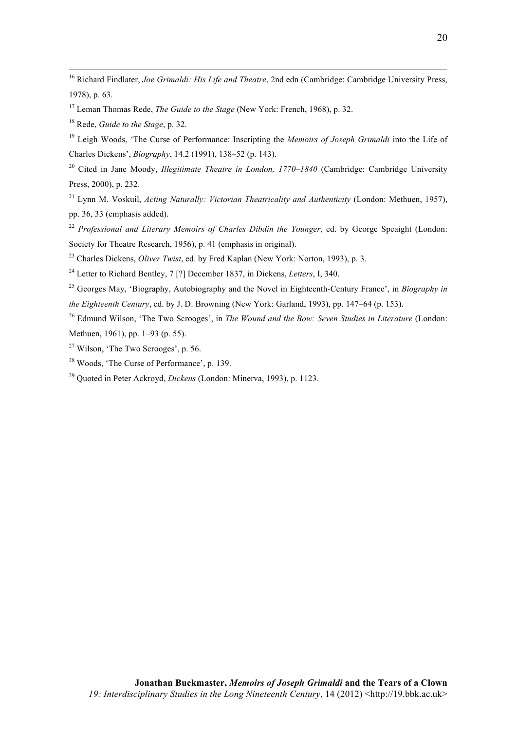[16] Richard Findlater, *Joe Grimaldi: His Life and Theatre*, 2nd edn (Cambridge: Cambridge University Press, 1978), p. 63.

[17] Leman Thomas Rede, *The Guide to the Stage* (New York: French, 1968), p. 32.

[18] Rede, *Guide to the Stage*, p. 32.

[19] Leigh Woods, 'The Curse of Performance: Inscripting the *Memoirs of Joseph Grimaldi* into the Life of Charles Dickens', *Biography*, 14.2 (1991), 138–52 (p. 143).

[20] Cited in Jane Moody, *Illegitimate Theatre in London, 1770–1840* (Cambridge: Cambridge University Press, 2000), p. 232.

[21] Lynn M. Voskuil, *Acting Naturally: Victorian Theatricality and Authenticity* (London: Methuen, 1957), pp. 36, 33 (emphasis added).

[22] *Professional and Literary Memoirs of Charles Dibdin the Younger*, ed. by George Speaight (London: Society for Theatre Research, 1956), p. 41 (emphasis in original).

[23] Charles Dickens, *Oliver Twist*, ed. by Fred Kaplan (New York: Norton, 1993), p. 3.

[24] Letter to Richard Bentley, 7 [?] December 1837, in Dickens, *Letters*, I, 340.

[25] Georges May, 'Biography, Autobiography and the Novel in Eighteenth-Century France', in *Biography in the Eighteenth Century*, ed. by J. D. Browning (New York: Garland, 1993), pp. 147–64 (p. 153).

[26] Edmund Wilson, 'The Two Scrooges', in *The Wound and the Bow: Seven Studies in Literature* (London: Methuen, 1961), pp. 1–93 (p. 55).

[27] Wilson, 'The Two Scrooges', p. 56.

[28] Woods, 'The Curse of Performance', p. 139.

[29] Quoted in Peter Ackroyd, *Dickens* (London: Minerva, 1993), p. 1123.